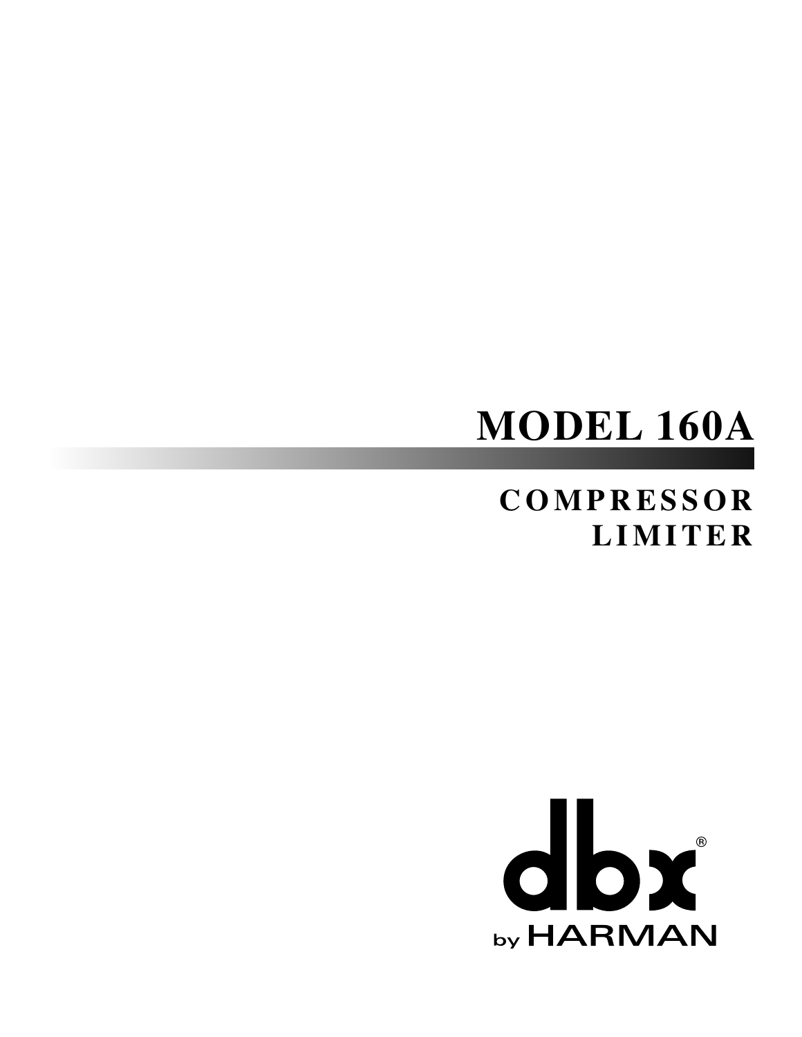# MODEL 160A

## COMPRESSOR LIMITER

dbx®

by HARMAN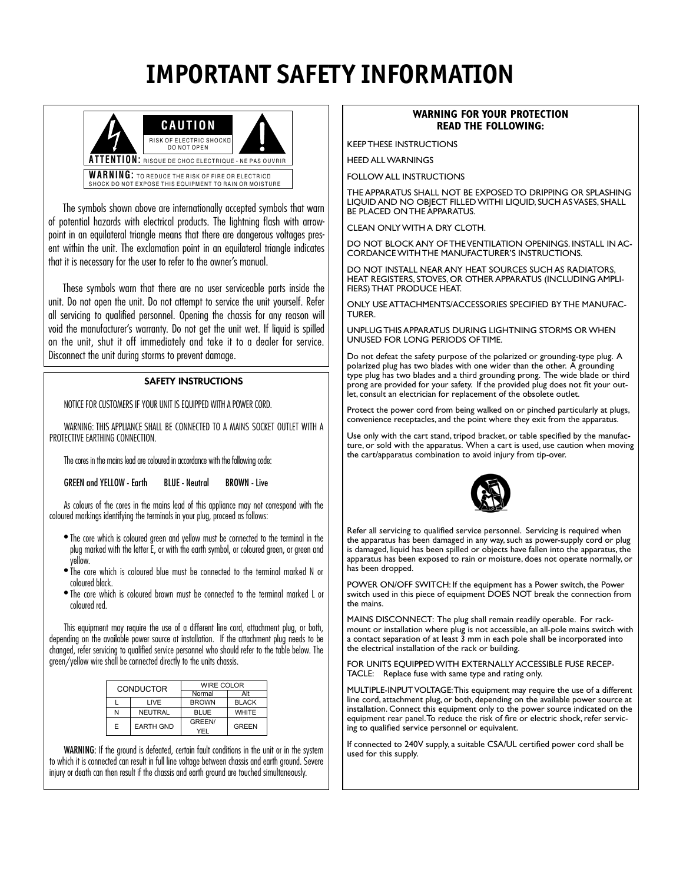# IMPORTANT SAFETY INFORMATION

**CAUTION**

RISK OF ELECTRIC SHOCK
DO NOT OPEN

**ATTENTION:** RISQUE DE CHOC ELECTRIQUE - NE PAS OUVRIR

**WARNING:** TO REDUCE THE RISK OF FIRE OR ELECTRIC SHOCK DO NOT EXPOSE THIS EQUIPMENT TO RAIN OR MOISTURE

The symbols shown above are internationally accepted symbols that warn of potential hazards with electrical products. The lightning flash with arrow-point in an equilateral triangle means that there are dangerous voltages present within the unit. The exclamation point in an equilateral triangle indicates that it is necessary for the user to refer to the owner's manual.

These symbols warn that there are no user serviceable parts inside the unit. Do not open the unit. Do not attempt to service the unit yourself. Refer all servicing to qualified personnel. Opening the chassis for any reason will void the manufacturer's warranty. Do not get the unit wet. If liquid is spilled on the unit, shut it off immediately and take it to a dealer for service. Disconnect the unit during storms to prevent damage.

## SAFETY INSTRUCTIONS

NOTICE FOR CUSTOMERS IF YOUR UNIT IS EQUIPPED WITH A POWER CORD.

WARNING: THIS APPLIANCE SHALL BE CONNECTED TO A MAINS SOCKET OUTLET WITH A PROTECTIVE EARTHING CONNECTION.

The cores in the mains lead are coloured in accordance with the following code:

**GREEN and YELLOW - Earth  BLUE - Neutral  BROWN - Live**

As colours of the cores in the mains lead of this appliance may not correspond with the coloured markings identifying the terminals in your plug, proceed as follows:

- The core which is coloured green and yellow must be connected to the terminal in the plug marked with the letter E, or with the earth symbol, or coloured green, or green and yellow.
- The core which is coloured blue must be connected to the terminal marked N or coloured black.
- The core which is coloured brown must be connected to the terminal marked L or coloured red.

This equipment may require the use of a different line cord, attachment plug, or both, depending on the available power source at installation. If the attachment plug needs to be changed, refer servicing to qualified service personnel who should refer to the table below. The green/yellow wire shall be connected directly to the units chassis.

| CONDUCTOR | | WIRE COLOR | |
|---|---|---|---|
| | | Normal | Alt |
| L | LIVE | BROWN | BLACK |
| N | NEUTRAL | BLUE | WHITE |
| E | EARTH GND | GREEN/ YEL | GREEN |

**WARNING:** If the ground is defeated, certain fault conditions in the unit or in the system to which it is connected can result in full line voltage between chassis and earth ground. Severe injury or death can then result if the chassis and earth ground are touched simultaneously.

## WARNING FOR YOUR PROTECTION READ THE FOLLOWING:

KEEP THESE INSTRUCTIONS

HEED ALL WARNINGS

FOLLOW ALL INSTRUCTIONS

THE APPARATUS SHALL NOT BE EXPOSED TO DRIPPING OR SPLASHING LIQUID AND NO OBJECT FILLED WITHI LIQUID, SUCH AS VASES, SHALL BE PLACED ON THE APPARATUS.

CLEAN ONLY WITH A DRY CLOTH.

DO NOT BLOCK ANY OF THE VENTILATION OPENINGS. INSTALL IN ACCORDANCE WITH THE MANUFACTURER'S INSTRUCTIONS.

DO NOT INSTALL NEAR ANY HEAT SOURCES SUCH AS RADIATORS, HEAT REGISTERS, STOVES, OR OTHER APPARATUS (INCLUDING AMPLIFIERS) THAT PRODUCE HEAT.

ONLY USE ATTACHMENTS/ACCESSORIES SPECIFIED BY THE MANUFACTURER.

UNPLUG THIS APPARATUS DURING LIGHTNING STORMS OR WHEN UNUSED FOR LONG PERIODS OF TIME.

Do not defeat the safety purpose of the polarized or grounding-type plug. A polarized plug has two blades with one wider than the other. A grounding type plug has two blades and a third grounding prong. The wide blade or third prong are provided for your safety. If the provided plug does not fit your outlet, consult an electrician for replacement of the obsolete outlet.

Protect the power cord from being walked on or pinched particularly at plugs, convenience receptacles, and the point where they exit from the apparatus.

Use only with the cart stand, tripod bracket, or table specified by the manufacture, or sold with the apparatus. When a cart is used, use caution when moving the cart/apparatus combination to avoid injury from tip-over.

Refer all servicing to qualified service personnel. Servicing is required when the apparatus has been damaged in any way, such as power-supply cord or plug is damaged, liquid has been spilled or objects have fallen into the apparatus, the apparatus has been exposed to rain or moisture, does not operate normally, or has been dropped.

POWER ON/OFF SWITCH: If the equipment has a Power switch, the Power switch used in this piece of equipment DOES NOT break the connection from the mains.

MAINS DISCONNECT: The plug shall remain readily operable. For rack-mount or installation where plug is not accessible, an all-pole mains switch with a contact separation of at least 3 mm in each pole shall be incorporated into the electrical installation of the rack or building.

FOR UNITS EQUIPPED WITH EXTERNALLY ACCESSIBLE FUSE RECEPTACLE: Replace fuse with same type and rating only.

MULTIPLE-INPUT VOLTAGE: This equipment may require the use of a different line cord, attachment plug, or both, depending on the available power source at installation. Connect this equipment only to the power source indicated on the equipment rear panel. To reduce the risk of fire or electric shock, refer servicing to qualified service personnel or equivalent.

If connected to 240V supply, a suitable CSA/UL certified power cord shall be used for this supply.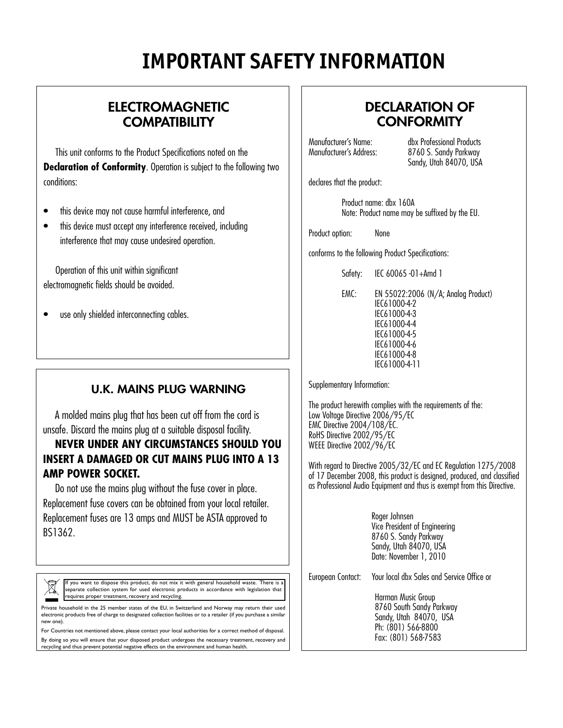# IMPORTANT SAFETY INFORMATION

## ELECTROMAGNETIC COMPATIBILITY

This unit conforms to the Product Specifications noted on the **Declaration of Conformity**. Operation is subject to the following two conditions:

- this device may not cause harmful interference, and
- this device must accept any interference received, including interference that may cause undesired operation.

Operation of this unit within significant electromagnetic fields should be avoided.

- use only shielded interconnecting cables.

## U.K. MAINS PLUG WARNING

A molded mains plug that has been cut off from the cord is unsafe. Discard the mains plug at a suitable disposal facility.

**NEVER UNDER ANY CIRCUMSTANCES SHOULD YOU INSERT A DAMAGED OR CUT MAINS PLUG INTO A 13 AMP POWER SOCKET.**

Do not use the mains plug without the fuse cover in place. Replacement fuse covers can be obtained from your local retailer. Replacement fuses are 13 amps and MUST be ASTA approved to BS1362.

If you want to dispose this product, do not mix it with general household waste. There is a separate collection system for used electronic products in accordance with legislation that requires proper treatment, recovery and recycling.

Private household in the 25 member states of the EU, in Switzerland and Norway may return their used electronic products free of charge to designated collection facilities or to a retailer (if you purchase a similar new one).

For Countries not mentioned above, please contact your local authorities for a correct method of disposal.

By doing so you will ensure that your disposed product undergoes the necessary treatment, recovery and recycling and thus prevent potential negative effects on the environment and human health.

## DECLARATION OF CONFORMITY

Manufacturer's Name: dbx Professional Products
Manufacturer's Address: 8760 S. Sandy Parkway
Sandy, Utah 84070, USA

declares that the product:

Product name: dbx 160A
Note: Product name may be suffixed by the EU.

Product option: None

conforms to the following Product Specifications:

Safety: IEC 60065 -01+Amd 1

EMC: EN 55022:2006 (N/A; Analog Product)
IEC61000-4-2
IEC61000-4-3
IEC61000-4-4
IEC61000-4-5
IEC61000-4-6
IEC61000-4-8
IEC61000-4-11

Supplementary Information:

The product herewith complies with the requirements of the:
Low Voltage Directive 2006/95/EC
EMC Directive 2004/108/EC.
RoHS Directive 2002/95/EC
WEEE Directive 2002/96/EC

With regard to Directive 2005/32/EC and EC Regulation 1275/2008 of 17 December 2008, this product is designed, produced, and classified as Professional Audio Equipment and thus is exempt from this Directive.

Roger Johnsen
Vice President of Engineering
8760 S. Sandy Parkway
Sandy, Utah 84070, USA
Date: November 1, 2010

European Contact: Your local dbx Sales and Service Office or

Harman Music Group
8760 South Sandy Parkway
Sandy, Utah 84070, USA
Ph: (801) 566-8800
Fax: (801) 568-7583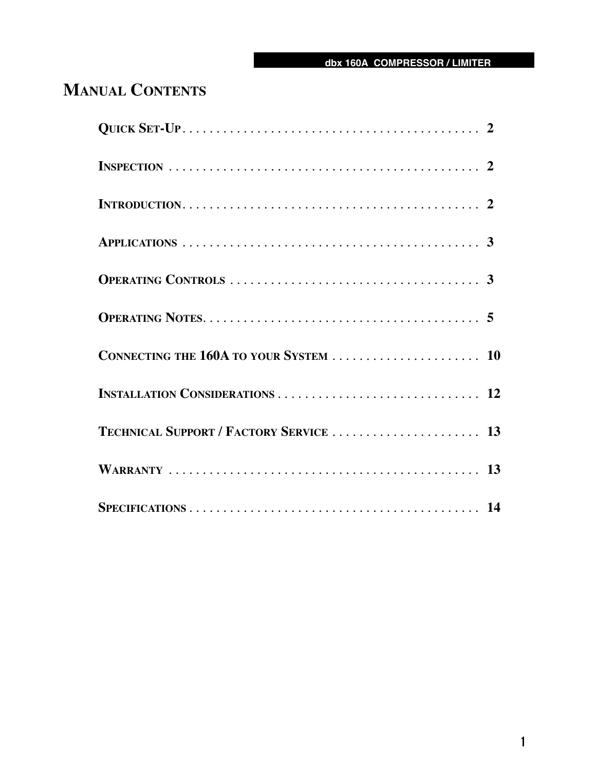# Manual Contents

| | |
|---|---|
| Quick Set-Up | 2 |
| Inspection | 2 |
| Introduction | 2 |
| Applications | 3 |
| Operating Controls | 3 |
| Operating Notes | 5 |
| Connecting the 160A to your System | 10 |
| Installation Considerations | 12 |
| Technical Support / Factory Service | 13 |
| Warranty | 13 |
| Specifications | 14 |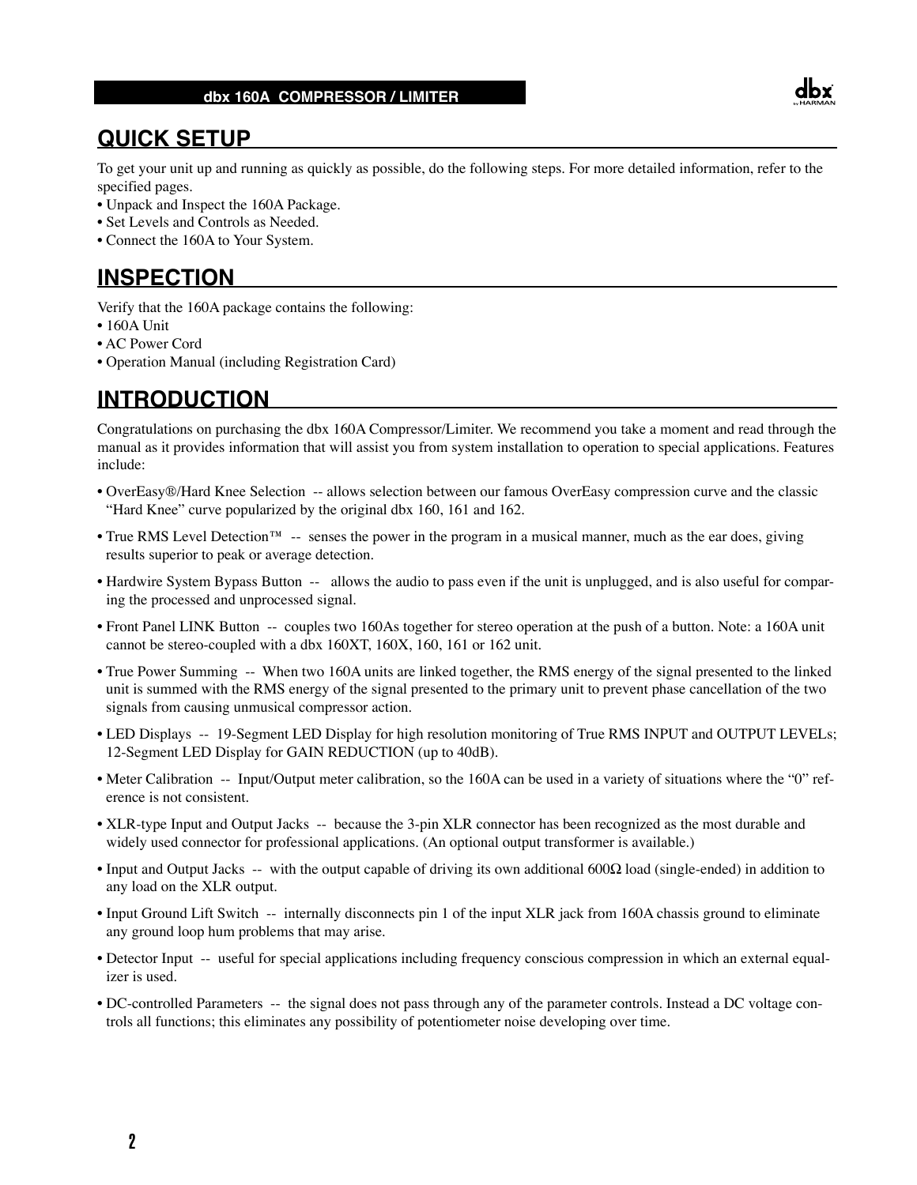## QUICK SETUP

To get your unit up and running as quickly as possible, do the following steps. For more detailed information, refer to the specified pages.

- Unpack and Inspect the 160A Package.
- Set Levels and Controls as Needed.
- Connect the 160A to Your System.

## INSPECTION

Verify that the 160A package contains the following:

- 160A Unit
- AC Power Cord
- Operation Manual (including Registration Card)

## INTRODUCTION

Congratulations on purchasing the dbx 160A Compressor/Limiter. We recommend you take a moment and read through the manual as it provides information that will assist you from system installation to operation to special applications. Features include:

- OverEasy®/Hard Knee Selection -- allows selection between our famous OverEasy compression curve and the classic “Hard Knee” curve popularized by the original dbx 160, 161 and 162.
- True RMS Level Detection™ -- senses the power in the program in a musical manner, much as the ear does, giving results superior to peak or average detection.
- Hardwire System Bypass Button -- allows the audio to pass even if the unit is unplugged, and is also useful for comparing the processed and unprocessed signal.
- Front Panel LINK Button -- couples two 160As together for stereo operation at the push of a button. Note: a 160A unit cannot be stereo-coupled with a dbx 160XT, 160X, 160, 161 or 162 unit.
- True Power Summing -- When two 160A units are linked together, the RMS energy of the signal presented to the linked unit is summed with the RMS energy of the signal presented to the primary unit to prevent phase cancellation of the two signals from causing unmusical compressor action.
- LED Displays -- 19-Segment LED Display for high resolution monitoring of True RMS INPUT and OUTPUT LEVELs; 12-Segment LED Display for GAIN REDUCTION (up to 40dB).
- Meter Calibration -- Input/Output meter calibration, so the 160A can be used in a variety of situations where the “0” reference is not consistent.
- XLR-type Input and Output Jacks -- because the 3-pin XLR connector has been recognized as the most durable and widely used connector for professional applications. (An optional output transformer is available.)
- Input and Output Jacks -- with the output capable of driving its own additional 600Ω load (single-ended) in addition to any load on the XLR output.
- Input Ground Lift Switch -- internally disconnects pin 1 of the input XLR jack from 160A chassis ground to eliminate any ground loop hum problems that may arise.
- Detector Input -- useful for special applications including frequency conscious compression in which an external equalizer is used.
- DC-controlled Parameters -- the signal does not pass through any of the parameter controls. Instead a DC voltage controls all functions; this eliminates any possibility of potentiometer noise developing over time.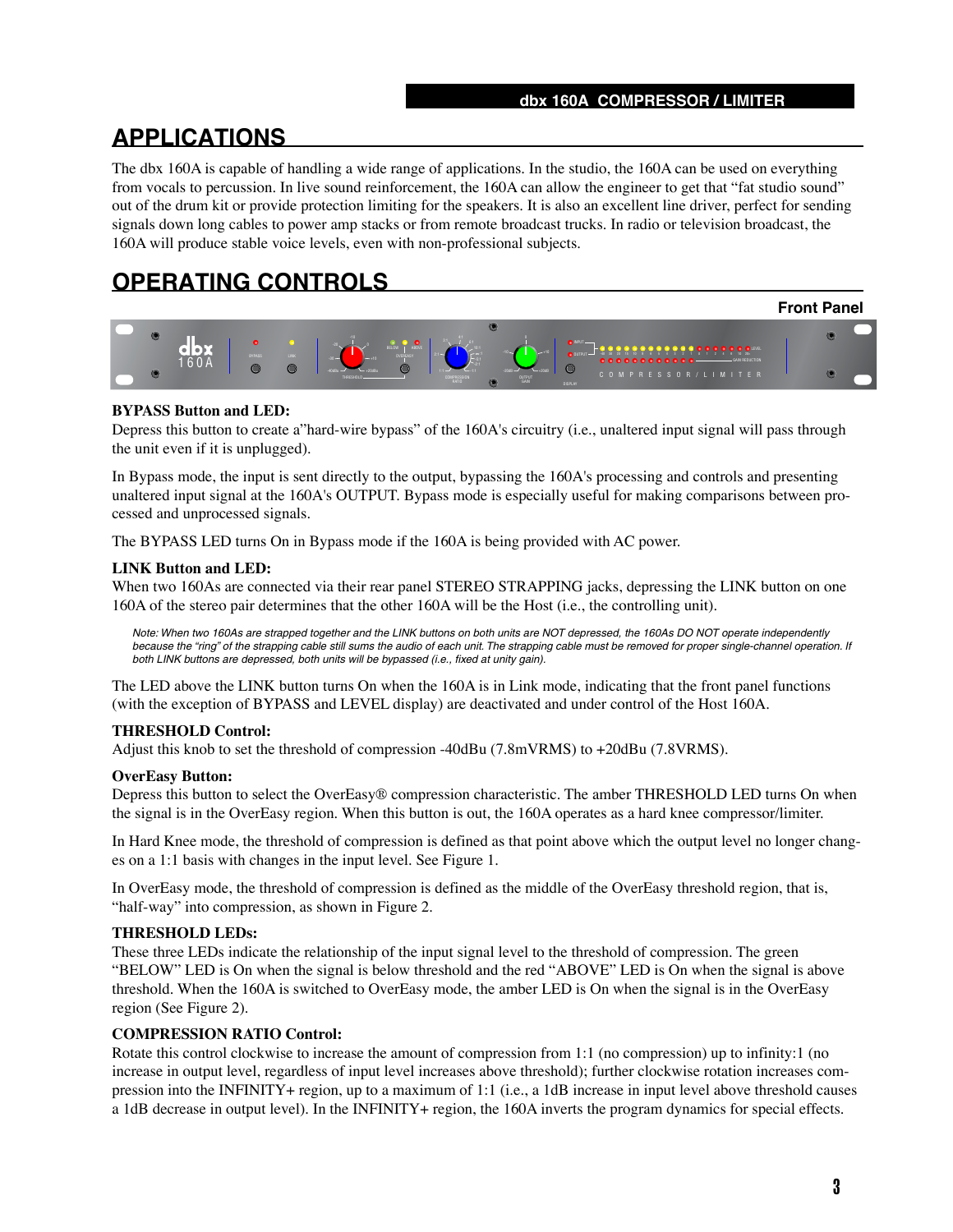## APPLICATIONS

The dbx 160A is capable of handling a wide range of applications. In the studio, the 160A can be used on everything from vocals to percussion. In live sound reinforcement, the 160A can allow the engineer to get that “fat studio sound” out of the drum kit or provide protection limiting for the speakers. It is also an excellent line driver, perfect for sending signals down long cables to power amp stacks or from remote broadcast trucks. In radio or television broadcast, the 160A will produce stable voice levels, even with non-professional subjects.

## OPERATING CONTROLS

**Front Panel**

**BYPASS Button and LED:**

Depress this button to create a”hard-wire bypass” of the 160A's circuitry (i.e., unaltered input signal will pass through the unit even if it is unplugged).

In Bypass mode, the input is sent directly to the output, bypassing the 160A's processing and controls and presenting unaltered input signal at the 160A's OUTPUT. Bypass mode is especially useful for making comparisons between processed and unprocessed signals.

The BYPASS LED turns On in Bypass mode if the 160A is being provided with AC power.

**LINK Button and LED:**

When two 160As are connected via their rear panel STEREO STRAPPING jacks, depressing the LINK button on one 160A of the stereo pair determines that the other 160A will be the Host (i.e., the controlling unit).

*Note: When two 160As are strapped together and the LINK buttons on both units are NOT depressed, the 160As DO NOT operate independently because the “ring” of the strapping cable still sums the audio of each unit. The strapping cable must be removed for proper single-channel operation. If both LINK buttons are depressed, both units will be bypassed (i.e., fixed at unity gain).*

The LED above the LINK button turns On when the 160A is in Link mode, indicating that the front panel functions (with the exception of BYPASS and LEVEL display) are deactivated and under control of the Host 160A.

**THRESHOLD Control:**

Adjust this knob to set the threshold of compression -40dBu (7.8mVRMS) to +20dBu (7.8VRMS).

**OverEasy Button:**

Depress this button to select the OverEasy® compression characteristic. The amber THRESHOLD LED turns On when the signal is in the OverEasy region. When this button is out, the 160A operates as a hard knee compressor/limiter.

In Hard Knee mode, the threshold of compression is defined as that point above which the output level no longer changes on a 1:1 basis with changes in the input level. See Figure 1.

In OverEasy mode, the threshold of compression is defined as the middle of the OverEasy threshold region, that is, “half-way” into compression, as shown in Figure 2.

**THRESHOLD LEDs:**

These three LEDs indicate the relationship of the input signal level to the threshold of compression. The green “BELOW” LED is On when the signal is below threshold and the red “ABOVE” LED is On when the signal is above threshold. When the 160A is switched to OverEasy mode, the amber LED is On when the signal is in the OverEasy region (See Figure 2).

**COMPRESSION RATIO Control:**

Rotate this control clockwise to increase the amount of compression from 1:1 (no compression) up to infinity:1 (no increase in output level, regardless of input level increases above threshold); further clockwise rotation increases compression into the INFINITY+ region, up to a maximum of 1:1 (i.e., a 1dB increase in input level above threshold causes a 1dB decrease in output level). In the INFINITY+ region, the 160A inverts the program dynamics for special effects.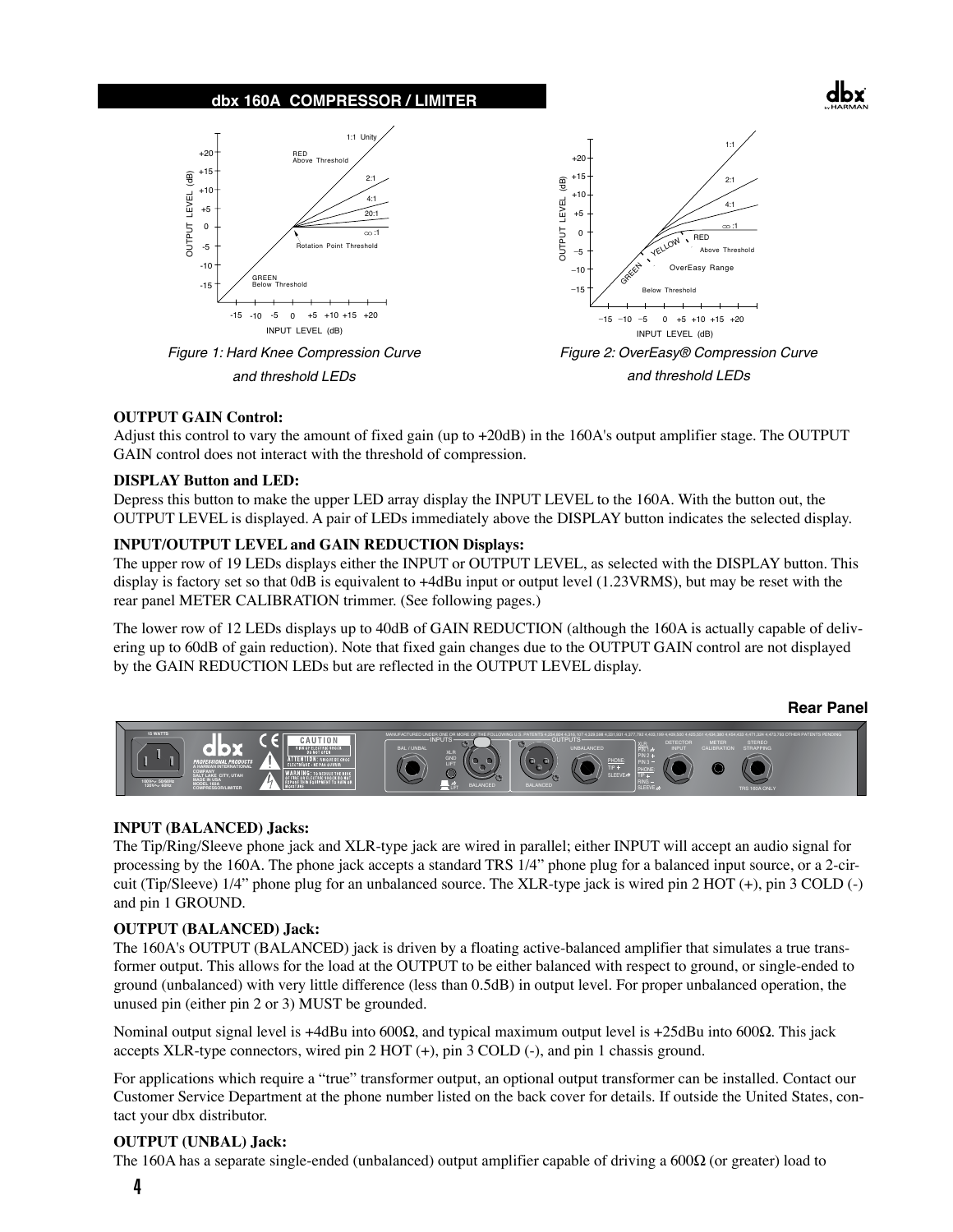Figure 1: Hard Knee Compression Curve and threshold LEDs

Figure 2: OverEasy® Compression Curve and threshold LEDs

**OUTPUT GAIN Control:**
Adjust this control to vary the amount of fixed gain (up to +20dB) in the 160A's output amplifier stage. The OUTPUT GAIN control does not interact with the threshold of compression.

**DISPLAY Button and LED:**
Depress this button to make the upper LED array display the INPUT LEVEL to the 160A. With the button out, the OUTPUT LEVEL is displayed. A pair of LEDs immediately above the DISPLAY button indicates the selected display.

**INPUT/OUTPUT LEVEL and GAIN REDUCTION Displays:**
The upper row of 19 LEDs displays either the INPUT or OUTPUT LEVEL, as selected with the DISPLAY button. This display is factory set so that 0dB is equivalent to +4dBu input or output level (1.23VRMS), but may be reset with the rear panel METER CALIBRATION trimmer. (See following pages.)

The lower row of 12 LEDs displays up to 40dB of GAIN REDUCTION (although the 160A is actually capable of delivering up to 60dB of gain reduction). Note that fixed gain changes due to the OUTPUT GAIN control are not displayed by the GAIN REDUCTION LEDs but are reflected in the OUTPUT LEVEL display.

**Rear Panel**

**INPUT (BALANCED) Jacks:**
The Tip/Ring/Sleeve phone jack and XLR-type jack are wired in parallel; either INPUT will accept an audio signal for processing by the 160A. The phone jack accepts a standard TRS 1/4" phone plug for a balanced input source, or a 2-circuit (Tip/Sleeve) 1/4" phone plug for an unbalanced source. The XLR-type jack is wired pin 2 HOT (+), pin 3 COLD (-) and pin 1 GROUND.

**OUTPUT (BALANCED) Jack:**
The 160A's OUTPUT (BALANCED) jack is driven by a floating active-balanced amplifier that simulates a true transformer output. This allows for the load at the OUTPUT to be either balanced with respect to ground, or single-ended to ground (unbalanced) with very little difference (less than 0.5dB) in output level. For proper unbalanced operation, the unused pin (either pin 2 or 3) MUST be grounded.

Nominal output signal level is +4dBu into 600Ω, and typical maximum output level is +25dBu into 600Ω. This jack accepts XLR-type connectors, wired pin 2 HOT (+), pin 3 COLD (-), and pin 1 chassis ground.

For applications which require a "true" transformer output, an optional output transformer can be installed. Contact our Customer Service Department at the phone number listed on the back cover for details. If outside the United States, contact your dbx distributor.

**OUTPUT (UNBAL) Jack:**
The 160A has a separate single-ended (unbalanced) output amplifier capable of driving a 600Ω (or greater) load to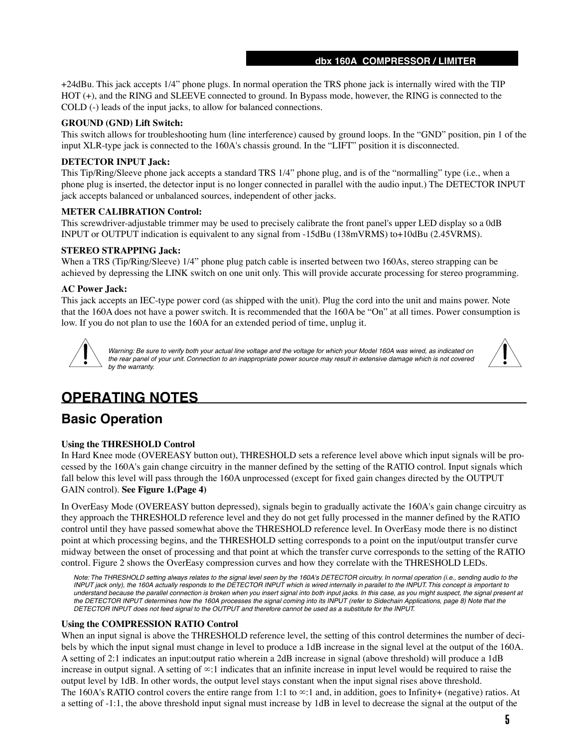+24dBu. This jack accepts 1/4" phone plugs. In normal operation the TRS phone jack is internally wired with the TIP HOT (+), and the RING and SLEEVE connected to ground. In Bypass mode, however, the RING is connected to the COLD (-) leads of the input jacks, to allow for balanced connections.

**GROUND (GND) Lift Switch:**
This switch allows for troubleshooting hum (line interference) caused by ground loops. In the "GND" position, pin 1 of the input XLR-type jack is connected to the 160A's chassis ground. In the "LIFT" position it is disconnected.

**DETECTOR INPUT Jack:**
This Tip/Ring/Sleeve phone jack accepts a standard TRS 1/4" phone plug, and is of the "normalling" type (i.e., when a phone plug is inserted, the detector input is no longer connected in parallel with the audio input.) The DETECTOR INPUT jack accepts balanced or unbalanced sources, independent of other jacks.

**METER CALIBRATION Control:**
This screwdriver-adjustable trimmer may be used to precisely calibrate the front panel's upper LED display so a 0dB INPUT or OUTPUT indication is equivalent to any signal from -15dBu (138mVRMS) to+10dBu (2.45VRMS).

**STEREO STRAPPING Jack:**
When a TRS (Tip/Ring/Sleeve) 1/4" phone plug patch cable is inserted between two 160As, stereo strapping can be achieved by depressing the LINK switch on one unit only. This will provide accurate processing for stereo programming.

**AC Power Jack:**
This jack accepts an IEC-type power cord (as shipped with the unit). Plug the cord into the unit and mains power. Note that the 160A does not have a power switch. It is recommended that the 160A be "On" at all times. Power consumption is low. If you do not plan to use the 160A for an extended period of time, unplug it.

*Warning: Be sure to verify both your actual line voltage and the voltage for which your Model 160A was wired, as indicated on the rear panel of your unit. Connection to an inappropriate power source may result in extensive damage which is not covered by the warranty.*

# OPERATING NOTES

## Basic Operation

**Using the THRESHOLD Control**
In Hard Knee mode (OVEREASY button out), THRESHOLD sets a reference level above which input signals will be processed by the 160A's gain change circuitry in the manner defined by the setting of the RATIO control. Input signals which fall below this level will pass through the 160A unprocessed (except for fixed gain changes directed by the OUTPUT GAIN control). **See Figure 1.(Page 4)**

In OverEasy Mode (OVEREASY button depressed), signals begin to gradually activate the 160A's gain change circuitry as they approach the THRESHOLD reference level and they do not get fully processed in the manner defined by the RATIO control until they have passed somewhat above the THRESHOLD reference level. In OverEasy mode there is no distinct point at which processing begins, and the THRESHOLD setting corresponds to a point on the input/output transfer curve midway between the onset of processing and that point at which the transfer curve corresponds to the setting of the RATIO control. Figure 2 shows the OverEasy compression curves and how they correlate with the THRESHOLD LEDs.

*Note: The THRESHOLD setting always relates to the signal level seen by the 160A's DETECTOR circuitry. In normal operation (i.e., sending audio to the INPUT jack only), the 160A actually responds to the DETECTOR INPUT which is wired internally in parallel to the INPUT. This concept is important to understand because the parallel connection is broken when you insert signal into both input jacks. In this case, as you might suspect, the signal present at the DETECTOR INPUT determines how the 160A processes the signal coming into its INPUT (refer to Sidechain Applications, page 8) Note that the DETECTOR INPUT does not feed signal to the OUTPUT and therefore cannot be used as a substitute for the INPUT.*

**Using the COMPRESSION RATIO Control**
When an input signal is above the THRESHOLD reference level, the setting of this control determines the number of decibels by which the input signal must change in level to produce a 1dB increase in the signal level at the output of the 160A. A setting of 2:1 indicates an input:output ratio wherein a 2dB increase in signal (above threshold) will produce a 1dB increase in output signal. A setting of ∞:1 indicates that an infinite increase in input level would be required to raise the output level by 1dB. In other words, the output level stays constant when the input signal rises above threshold.
The 160A's RATIO control covers the entire range from 1:1 to ∞:1 and, in addition, goes to Infinity+ (negative) ratios. At a setting of -1:1, the above threshold input signal must increase by 1dB in level to decrease the signal at the output of the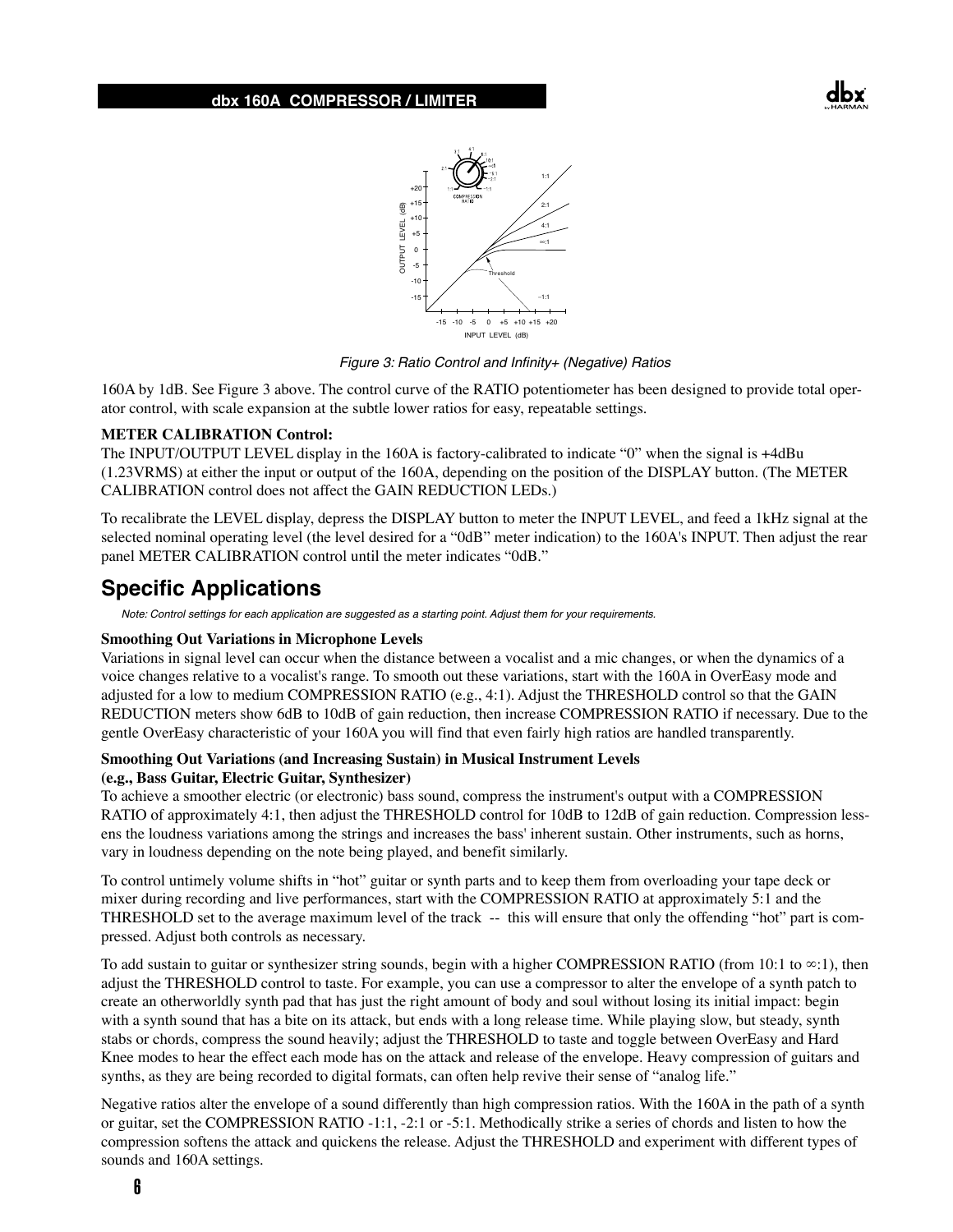*Figure 3: Ratio Control and Infinity+ (Negative) Ratios*

160A by 1dB. See Figure 3 above. The control curve of the RATIO potentiometer has been designed to provide total operator control, with scale expansion at the subtle lower ratios for easy, repeatable settings.

**METER CALIBRATION Control:**
The INPUT/OUTPUT LEVEL display in the 160A is factory-calibrated to indicate “0” when the signal is +4dBu (1.23VRMS) at either the input or output of the 160A, depending on the position of the DISPLAY button. (The METER CALIBRATION control does not affect the GAIN REDUCTION LEDs.)

To recalibrate the LEVEL display, depress the DISPLAY button to meter the INPUT LEVEL, and feed a 1kHz signal at the selected nominal operating level (the level desired for a “0dB” meter indication) to the 160A's INPUT. Then adjust the rear panel METER CALIBRATION control until the meter indicates “0dB.”

## Specific Applications

*Note: Control settings for each application are suggested as a starting point. Adjust them for your requirements.*

**Smoothing Out Variations in Microphone Levels**
Variations in signal level can occur when the distance between a vocalist and a mic changes, or when the dynamics of a voice changes relative to a vocalist's range. To smooth out these variations, start with the 160A in OverEasy mode and adjusted for a low to medium COMPRESSION RATIO (e.g., 4:1). Adjust the THRESHOLD control so that the GAIN REDUCTION meters show 6dB to 10dB of gain reduction, then increase COMPRESSION RATIO if necessary. Due to the gentle OverEasy characteristic of your 160A you will find that even fairly high ratios are handled transparently.

**Smoothing Out Variations (and Increasing Sustain) in Musical Instrument Levels (e.g., Bass Guitar, Electric Guitar, Synthesizer)**
To achieve a smoother electric (or electronic) bass sound, compress the instrument's output with a COMPRESSION RATIO of approximately 4:1, then adjust the THRESHOLD control for 10dB to 12dB of gain reduction. Compression lessens the loudness variations among the strings and increases the bass' inherent sustain. Other instruments, such as horns, vary in loudness depending on the note being played, and benefit similarly.

To control untimely volume shifts in “hot” guitar or synth parts and to keep them from overloading your tape deck or mixer during recording and live performances, start with the COMPRESSION RATIO at approximately 5:1 and the THRESHOLD set to the average maximum level of the track -- this will ensure that only the offending “hot” part is compressed. Adjust both controls as necessary.

To add sustain to guitar or synthesizer string sounds, begin with a higher COMPRESSION RATIO (from 10:1 to ∞:1), then adjust the THRESHOLD control to taste. For example, you can use a compressor to alter the envelope of a synth patch to create an otherworldly synth pad that has just the right amount of body and soul without losing its initial impact: begin with a synth sound that has a bite on its attack, but ends with a long release time. While playing slow, but steady, synth stabs or chords, compress the sound heavily; adjust the THRESHOLD to taste and toggle between OverEasy and Hard Knee modes to hear the effect each mode has on the attack and release of the envelope. Heavy compression of guitars and synths, as they are being recorded to digital formats, can often help revive their sense of “analog life.”

Negative ratios alter the envelope of a sound differently than high compression ratios. With the 160A in the path of a synth or guitar, set the COMPRESSION RATIO -1:1, -2:1 or -5:1. Methodically strike a series of chords and listen to how the compression softens the attack and quickens the release. Adjust the THRESHOLD and experiment with different types of sounds and 160A settings.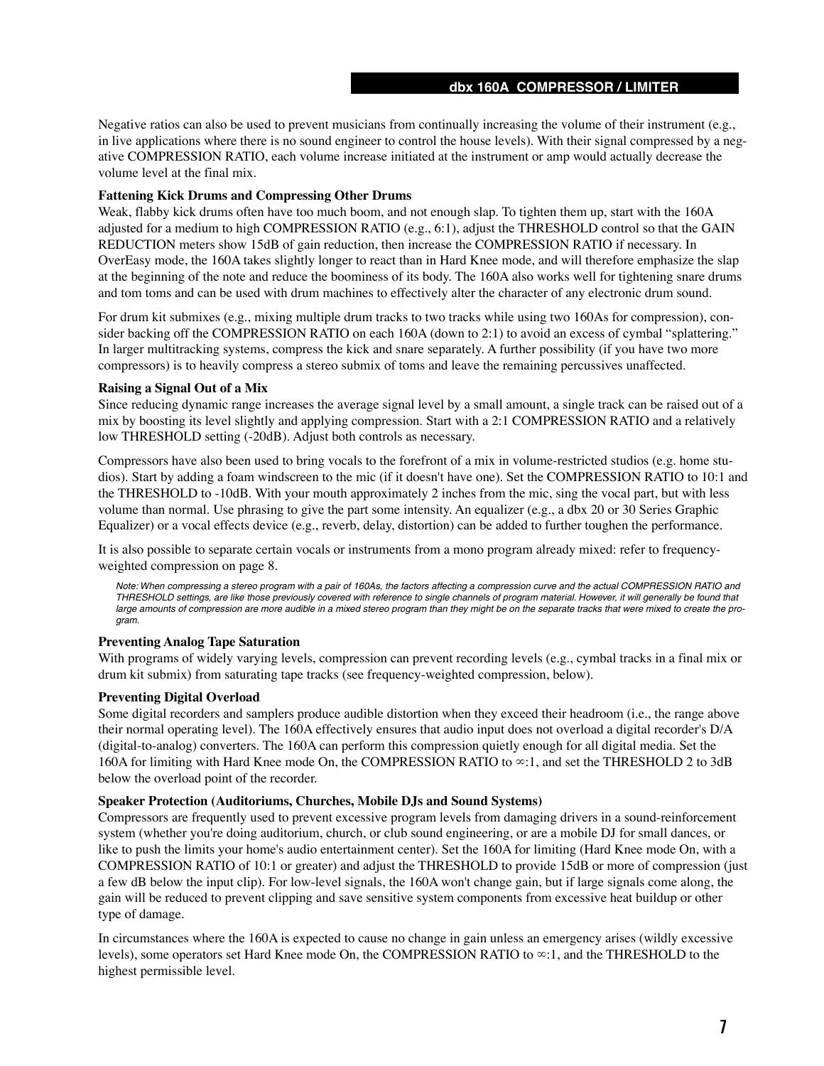Negative ratios can also be used to prevent musicians from continually increasing the volume of their instrument (e.g., in live applications where there is no sound engineer to control the house levels). With their signal compressed by a negative COMPRESSION RATIO, each volume increase initiated at the instrument or amp would actually decrease the volume level at the final mix.

**Fattening Kick Drums and Compressing Other Drums**

Weak, flabby kick drums often have too much boom, and not enough slap. To tighten them up, start with the 160A adjusted for a medium to high COMPRESSION RATIO (e.g., 6:1), adjust the THRESHOLD control so that the GAIN REDUCTION meters show 15dB of gain reduction, then increase the COMPRESSION RATIO if necessary. In OverEasy mode, the 160A takes slightly longer to react than in Hard Knee mode, and will therefore emphasize the slap at the beginning of the note and reduce the boominess of its body. The 160A also works well for tightening snare drums and tom toms and can be used with drum machines to effectively alter the character of any electronic drum sound.

For drum kit submixes (e.g., mixing multiple drum tracks to two tracks while using two 160As for compression), consider backing off the COMPRESSION RATIO on each 160A (down to 2:1) to avoid an excess of cymbal "splattering." In larger multitracking systems, compress the kick and snare separately. A further possibility (if you have two more compressors) is to heavily compress a stereo submix of toms and leave the remaining percussives unaffected.

**Raising a Signal Out of a Mix**

Since reducing dynamic range increases the average signal level by a small amount, a single track can be raised out of a mix by boosting its level slightly and applying compression. Start with a 2:1 COMPRESSION RATIO and a relatively low THRESHOLD setting (-20dB). Adjust both controls as necessary.

Compressors have also been used to bring vocals to the forefront of a mix in volume-restricted studios (e.g. home studios). Start by adding a foam windscreen to the mic (if it doesn't have one). Set the COMPRESSION RATIO to 10:1 and the THRESHOLD to -10dB. With your mouth approximately 2 inches from the mic, sing the vocal part, but with less volume than normal. Use phrasing to give the part some intensity. An equalizer (e.g., a dbx 20 or 30 Series Graphic Equalizer) or a vocal effects device (e.g., reverb, delay, distortion) can be added to further toughen the performance.

It is also possible to separate certain vocals or instruments from a mono program already mixed: refer to frequency-weighted compression on page 8.

*Note: When compressing a stereo program with a pair of 160As, the factors affecting a compression curve and the actual COMPRESSION RATIO and THRESHOLD settings, are like those previously covered with reference to single channels of program material. However, it will generally be found that large amounts of compression are more audible in a mixed stereo program than they might be on the separate tracks that were mixed to create the program.*

**Preventing Analog Tape Saturation**

With programs of widely varying levels, compression can prevent recording levels (e.g., cymbal tracks in a final mix or drum kit submix) from saturating tape tracks (see frequency-weighted compression, below).

**Preventing Digital Overload**

Some digital recorders and samplers produce audible distortion when they exceed their headroom (i.e., the range above their normal operating level). The 160A effectively ensures that audio input does not overload a digital recorder's D/A (digital-to-analog) converters. The 160A can perform this compression quietly enough for all digital media. Set the 160A for limiting with Hard Knee mode On, the COMPRESSION RATIO to ∞:1, and set the THRESHOLD 2 to 3dB below the overload point of the recorder.

**Speaker Protection (Auditoriums, Churches, Mobile DJs and Sound Systems)**

Compressors are frequently used to prevent excessive program levels from damaging drivers in a sound-reinforcement system (whether you're doing auditorium, church, or club sound engineering, or are a mobile DJ for small dances, or like to push the limits your home's audio entertainment center). Set the 160A for limiting (Hard Knee mode On, with a COMPRESSION RATIO of 10:1 or greater) and adjust the THRESHOLD to provide 15dB or more of compression (just a few dB below the input clip). For low-level signals, the 160A won't change gain, but if large signals come along, the gain will be reduced to prevent clipping and save sensitive system components from excessive heat buildup or other type of damage.

In circumstances where the 160A is expected to cause no change in gain unless an emergency arises (wildly excessive levels), some operators set Hard Knee mode On, the COMPRESSION RATIO to ∞:1, and the THRESHOLD to the highest permissible level.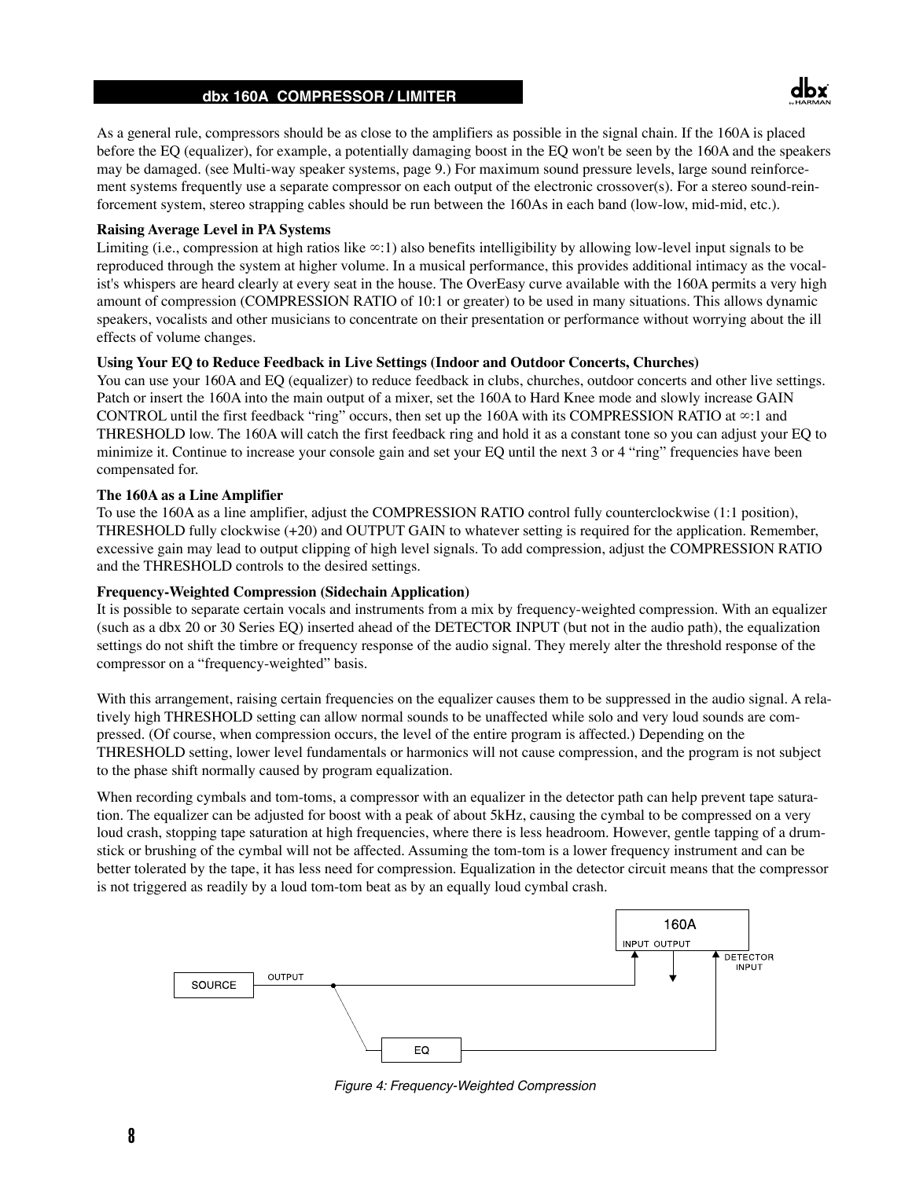As a general rule, compressors should be as close to the amplifiers as possible in the signal chain. If the 160A is placed before the EQ (equalizer), for example, a potentially damaging boost in the EQ won't be seen by the 160A and the speakers may be damaged. (see Multi-way speaker systems, page 9.) For maximum sound pressure levels, large sound reinforcement systems frequently use a separate compressor on each output of the electronic crossover(s). For a stereo sound-reinforcement system, stereo strapping cables should be run between the 160As in each band (low-low, mid-mid, etc.).

**Raising Average Level in PA Systems**

Limiting (i.e., compression at high ratios like ∞:1) also benefits intelligibility by allowing low-level input signals to be reproduced through the system at higher volume. In a musical performance, this provides additional intimacy as the vocalist's whispers are heard clearly at every seat in the house. The OverEasy curve available with the 160A permits a very high amount of compression (COMPRESSION RATIO of 10:1 or greater) to be used in many situations. This allows dynamic speakers, vocalists and other musicians to concentrate on their presentation or performance without worrying about the ill effects of volume changes.

**Using Your EQ to Reduce Feedback in Live Settings (Indoor and Outdoor Concerts, Churches)**

You can use your 160A and EQ (equalizer) to reduce feedback in clubs, churches, outdoor concerts and other live settings. Patch or insert the 160A into the main output of a mixer, set the 160A to Hard Knee mode and slowly increase GAIN CONTROL until the first feedback "ring" occurs, then set up the 160A with its COMPRESSION RATIO at ∞:1 and THRESHOLD low. The 160A will catch the first feedback ring and hold it as a constant tone so you can adjust your EQ to minimize it. Continue to increase your console gain and set your EQ until the next 3 or 4 "ring" frequencies have been compensated for.

**The 160A as a Line Amplifier**

To use the 160A as a line amplifier, adjust the COMPRESSION RATIO control fully counterclockwise (1:1 position), THRESHOLD fully clockwise (+20) and OUTPUT GAIN to whatever setting is required for the application. Remember, excessive gain may lead to output clipping of high level signals. To add compression, adjust the COMPRESSION RATIO and the THRESHOLD controls to the desired settings.

**Frequency-Weighted Compression (Sidechain Application)**

It is possible to separate certain vocals and instruments from a mix by frequency-weighted compression. With an equalizer (such as a dbx 20 or 30 Series EQ) inserted ahead of the DETECTOR INPUT (but not in the audio path), the equalization settings do not shift the timbre or frequency response of the audio signal. They merely alter the threshold response of the compressor on a "frequency-weighted" basis.

With this arrangement, raising certain frequencies on the equalizer causes them to be suppressed in the audio signal. A relatively high THRESHOLD setting can allow normal sounds to be unaffected while solo and very loud sounds are compressed. (Of course, when compression occurs, the level of the entire program is affected.) Depending on the THRESHOLD setting, lower level fundamentals or harmonics will not cause compression, and the program is not subject to the phase shift normally caused by program equalization.

When recording cymbals and tom-toms, a compressor with an equalizer in the detector path can help prevent tape saturation. The equalizer can be adjusted for boost with a peak of about 5kHz, causing the cymbal to be compressed on a very loud crash, stopping tape saturation at high frequencies, where there is less headroom. However, gentle tapping of a drumstick or brushing of the cymbal will not be affected. Assuming the tom-tom is a lower frequency instrument and can be better tolerated by the tape, it has less need for compression. Equalization in the detector circuit means that the compressor is not triggered as readily by a loud tom-tom beat as by an equally loud cymbal crash.

SOURCE — OUTPUT — 160A (INPUT, OUTPUT, DETECTOR INPUT) — EQ

*Figure 4: Frequency-Weighted Compression*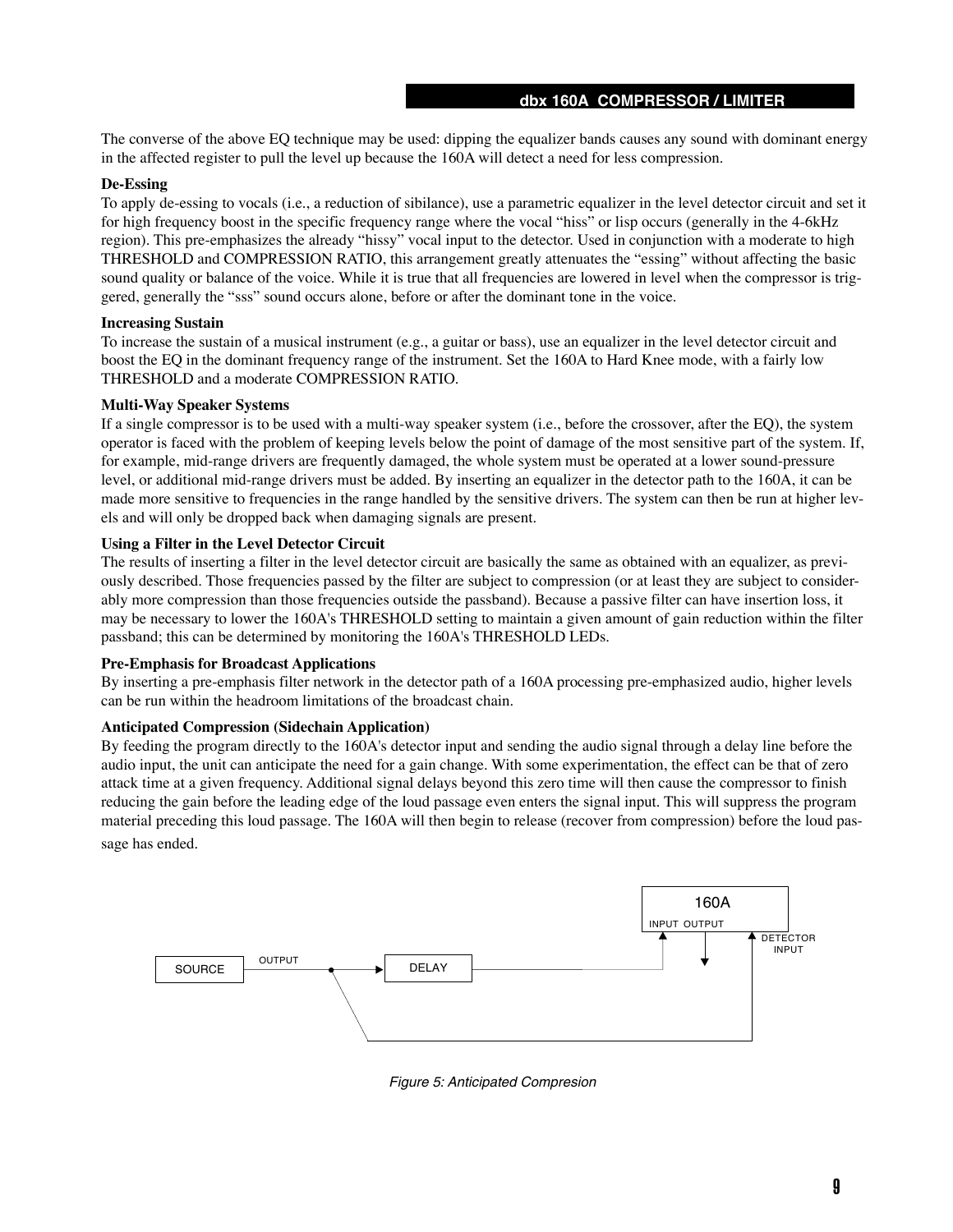The converse of the above EQ technique may be used: dipping the equalizer bands causes any sound with dominant energy in the affected register to pull the level up because the 160A will detect a need for less compression.

**De-Essing**

To apply de-essing to vocals (i.e., a reduction of sibilance), use a parametric equalizer in the level detector circuit and set it for high frequency boost in the specific frequency range where the vocal "hiss" or lisp occurs (generally in the 4-6kHz region). This pre-emphasizes the already "hissy" vocal input to the detector. Used in conjunction with a moderate to high THRESHOLD and COMPRESSION RATIO, this arrangement greatly attenuates the "essing" without affecting the basic sound quality or balance of the voice. While it is true that all frequencies are lowered in level when the compressor is triggered, generally the "sss" sound occurs alone, before or after the dominant tone in the voice.

**Increasing Sustain**

To increase the sustain of a musical instrument (e.g., a guitar or bass), use an equalizer in the level detector circuit and boost the EQ in the dominant frequency range of the instrument. Set the 160A to Hard Knee mode, with a fairly low THRESHOLD and a moderate COMPRESSION RATIO.

**Multi-Way Speaker Systems**

If a single compressor is to be used with a multi-way speaker system (i.e., before the crossover, after the EQ), the system operator is faced with the problem of keeping levels below the point of damage of the most sensitive part of the system. If, for example, mid-range drivers are frequently damaged, the whole system must be operated at a lower sound-pressure level, or additional mid-range drivers must be added. By inserting an equalizer in the detector path to the 160A, it can be made more sensitive to frequencies in the range handled by the sensitive drivers. The system can then be run at higher levels and will only be dropped back when damaging signals are present.

**Using a Filter in the Level Detector Circuit**

The results of inserting a filter in the level detector circuit are basically the same as obtained with an equalizer, as previously described. Those frequencies passed by the filter are subject to compression (or at least they are subject to considerably more compression than those frequencies outside the passband). Because a passive filter can have insertion loss, it may be necessary to lower the 160A's THRESHOLD setting to maintain a given amount of gain reduction within the filter passband; this can be determined by monitoring the 160A's THRESHOLD LEDs.

**Pre-Emphasis for Broadcast Applications**

By inserting a pre-emphasis filter network in the detector path of a 160A processing pre-emphasized audio, higher levels can be run within the headroom limitations of the broadcast chain.

**Anticipated Compression (Sidechain Application)**

By feeding the program directly to the 160A's detector input and sending the audio signal through a delay line before the audio input, the unit can anticipate the need for a gain change. With some experimentation, the effect can be that of zero attack time at a given frequency. Additional signal delays beyond this zero time will then cause the compressor to finish reducing the gain before the leading edge of the loud passage even enters the signal input. This will suppress the program material preceding this loud passage. The 160A will then begin to release (recover from compression) before the loud passage has ended.

SOURCE — OUTPUT — DELAY — 160A (INPUT, OUTPUT, DETECTOR INPUT)

*Figure 5: Anticipated Compresion*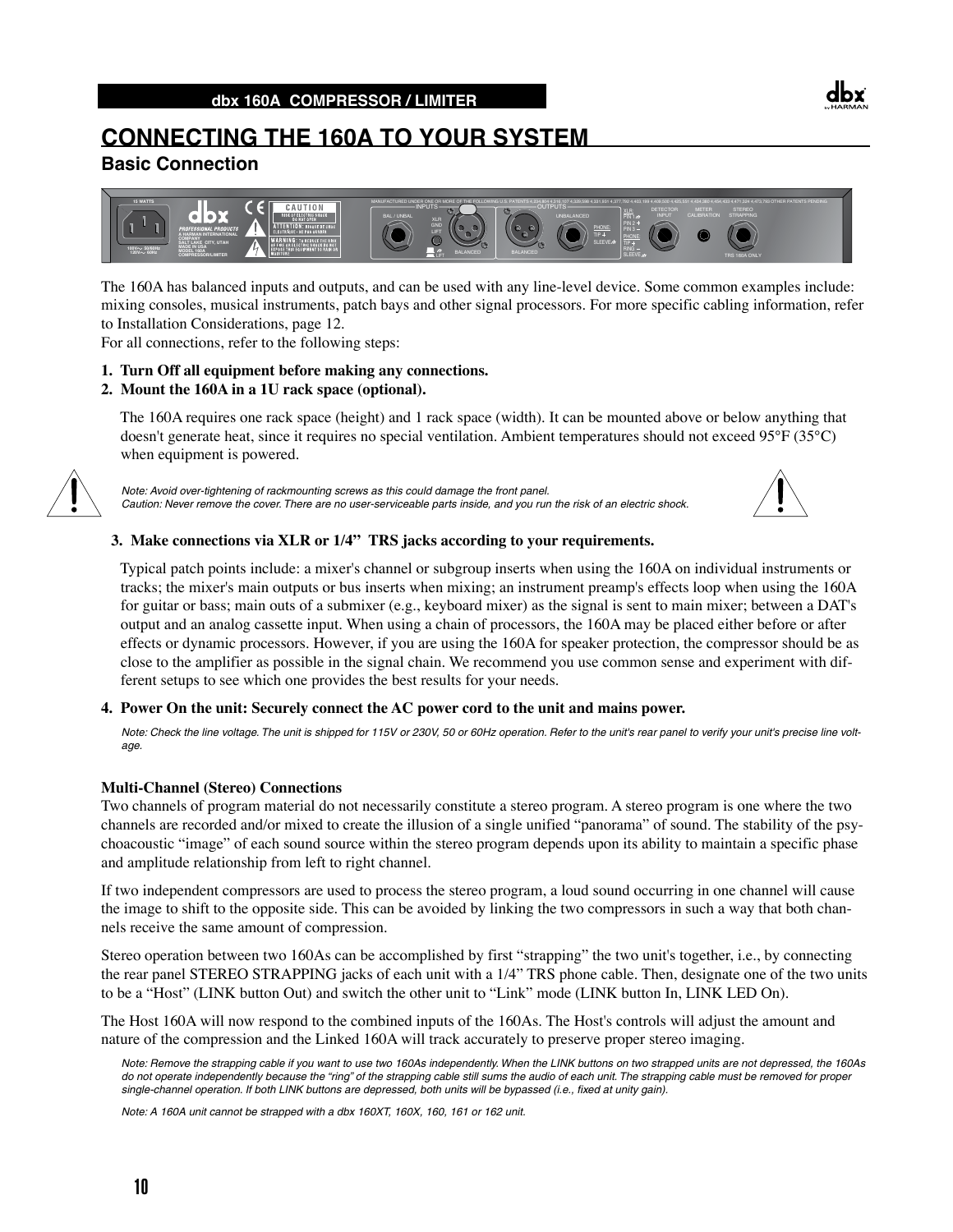# CONNECTING THE 160A TO YOUR SYSTEM

## Basic Connection

The 160A has balanced inputs and outputs, and can be used with any line-level device. Some common examples include: mixing consoles, musical instruments, patch bays and other signal processors. For more specific cabling information, refer to Installation Considerations, page 12.

For all connections, refer to the following steps:

1. **Turn Off all equipment before making any connections.**
2. **Mount the 160A in a 1U rack space (optional).**

   The 160A requires one rack space (height) and 1 rack space (width). It can be mounted above or below anything that doesn't generate heat, since it requires no special ventilation. Ambient temperatures should not exceed 95°F (35°C) when equipment is powered.

   *Note: Avoid over-tightening of rackmounting screws as this could damage the front panel.*
   *Caution: Never remove the cover. There are no user-serviceable parts inside, and you run the risk of an electric shock.*

3. **Make connections via XLR or 1/4" TRS jacks according to your requirements.**

   Typical patch points include: a mixer's channel or subgroup inserts when using the 160A on individual instruments or tracks; the mixer's main outputs or bus inserts when mixing; an instrument preamp's effects loop when using the 160A for guitar or bass; main outs of a submixer (e.g., keyboard mixer) as the signal is sent to main mixer; between a DAT's output and an analog cassette input. When using a chain of processors, the 160A may be placed either before or after effects or dynamic processors. However, if you are using the 160A for speaker protection, the compressor should be as close to the amplifier as possible in the signal chain. We recommend you use common sense and experiment with different setups to see which one provides the best results for your needs.

4. **Power On the unit: Securely connect the AC power cord to the unit and mains power.**

   *Note: Check the line voltage. The unit is shipped for 115V or 230V, 50 or 60Hz operation. Refer to the unit's rear panel to verify your unit's precise line voltage.*

### Multi-Channel (Stereo) Connections

Two channels of program material do not necessarily constitute a stereo program. A stereo program is one where the two channels are recorded and/or mixed to create the illusion of a single unified "panorama" of sound. The stability of the psychoacoustic "image" of each sound source within the stereo program depends upon its ability to maintain a specific phase and amplitude relationship from left to right channel.

If two independent compressors are used to process the stereo program, a loud sound occurring in one channel will cause the image to shift to the opposite side. This can be avoided by linking the two compressors in such a way that both channels receive the same amount of compression.

Stereo operation between two 160As can be accomplished by first "strapping" the two unit's together, i.e., by connecting the rear panel STEREO STRAPPING jacks of each unit with a 1/4" TRS phone cable. Then, designate one of the two units to be a "Host" (LINK button Out) and switch the other unit to "Link" mode (LINK button In, LINK LED On).

The Host 160A will now respond to the combined inputs of the 160As. The Host's controls will adjust the amount and nature of the compression and the Linked 160A will track accurately to preserve proper stereo imaging.

*Note: Remove the strapping cable if you want to use two 160As independently. When the LINK buttons on two strapped units are not depressed, the 160As do not operate independently because the "ring" of the strapping cable still sums the audio of each unit. The strapping cable must be removed for proper single-channel operation. If both LINK buttons are depressed, both units will be bypassed (i.e., fixed at unity gain).*

*Note: A 160A unit cannot be strapped with a dbx 160XT, 160X, 160, 161 or 162 unit.*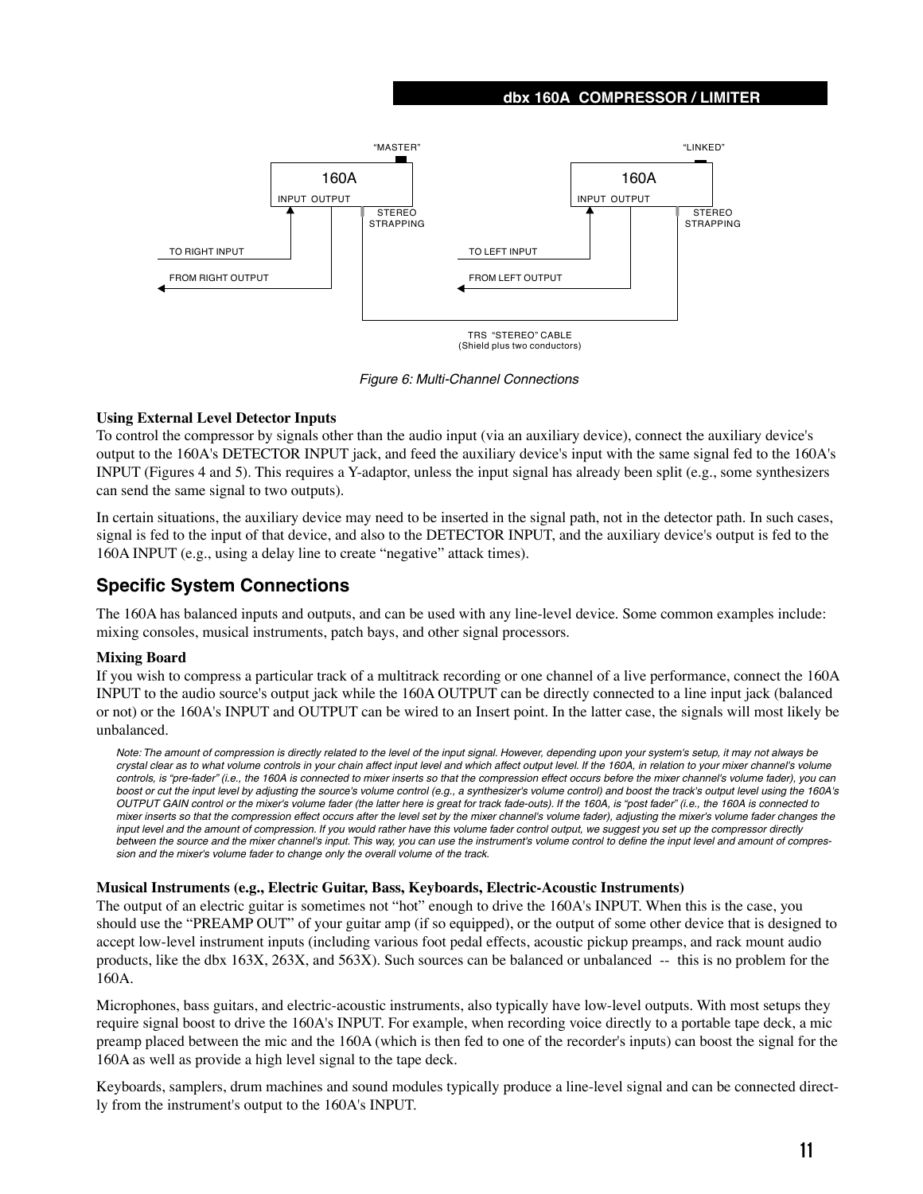Figure 6: Multi-Channel Connections

**Using External Level Detector Inputs**

To control the compressor by signals other than the audio input (via an auxiliary device), connect the auxiliary device's output to the 160A's DETECTOR INPUT jack, and feed the auxiliary device's input with the same signal fed to the 160A's INPUT (Figures 4 and 5). This requires a Y-adaptor, unless the input signal has already been split (e.g., some synthesizers can send the same signal to two outputs).

In certain situations, the auxiliary device may need to be inserted in the signal path, not in the detector path. In such cases, signal is fed to the input of that device, and also to the DETECTOR INPUT, and the auxiliary device's output is fed to the 160A INPUT (e.g., using a delay line to create “negative” attack times).

## Specific System Connections

The 160A has balanced inputs and outputs, and can be used with any line-level device. Some common examples include: mixing consoles, musical instruments, patch bays, and other signal processors.

**Mixing Board**

If you wish to compress a particular track of a multitrack recording or one channel of a live performance, connect the 160A INPUT to the audio source's output jack while the 160A OUTPUT can be directly connected to a line input jack (balanced or not) or the 160A's INPUT and OUTPUT can be wired to an Insert point. In the latter case, the signals will most likely be unbalanced.

*Note: The amount of compression is directly related to the level of the input signal. However, depending upon your system's setup, it may not always be crystal clear as to what volume controls in your chain affect input level and which affect output level. If the 160A, in relation to your mixer channel's volume controls, is “pre-fader” (i.e., the 160A is connected to mixer inserts so that the compression effect occurs before the mixer channel's volume fader), you can boost or cut the input level by adjusting the source's volume control (e.g., a synthesizer's volume control) and boost the track's output level using the 160A's OUTPUT GAIN control or the mixer's volume fader (the latter here is great for track fade-outs). If the 160A, is “post fader” (i.e., the 160A is connected to mixer inserts so that the compression effect occurs after the level set by the mixer channel's volume fader), adjusting the mixer's volume fader changes the input level and the amount of compression. If you would rather have this volume fader control output, we suggest you set up the compressor directly between the source and the mixer channel's input. This way, you can use the instrument's volume control to define the input level and amount of compression and the mixer's volume fader to change only the overall volume of the track.*

**Musical Instruments (e.g., Electric Guitar, Bass, Keyboards, Electric-Acoustic Instruments)**

The output of an electric guitar is sometimes not “hot” enough to drive the 160A's INPUT. When this is the case, you should use the “PREAMP OUT” of your guitar amp (if so equipped), or the output of some other device that is designed to accept low-level instrument inputs (including various foot pedal effects, acoustic pickup preamps, and rack mount audio products, like the dbx 163X, 263X, and 563X). Such sources can be balanced or unbalanced -- this is no problem for the 160A.

Microphones, bass guitars, and electric-acoustic instruments, also typically have low-level outputs. With most setups they require signal boost to drive the 160A's INPUT. For example, when recording voice directly to a portable tape deck, a mic preamp placed between the mic and the 160A (which is then fed to one of the recorder's inputs) can boost the signal for the 160A as well as provide a high level signal to the tape deck.

Keyboards, samplers, drum machines and sound modules typically produce a line-level signal and can be connected directly from the instrument's output to the 160A's INPUT.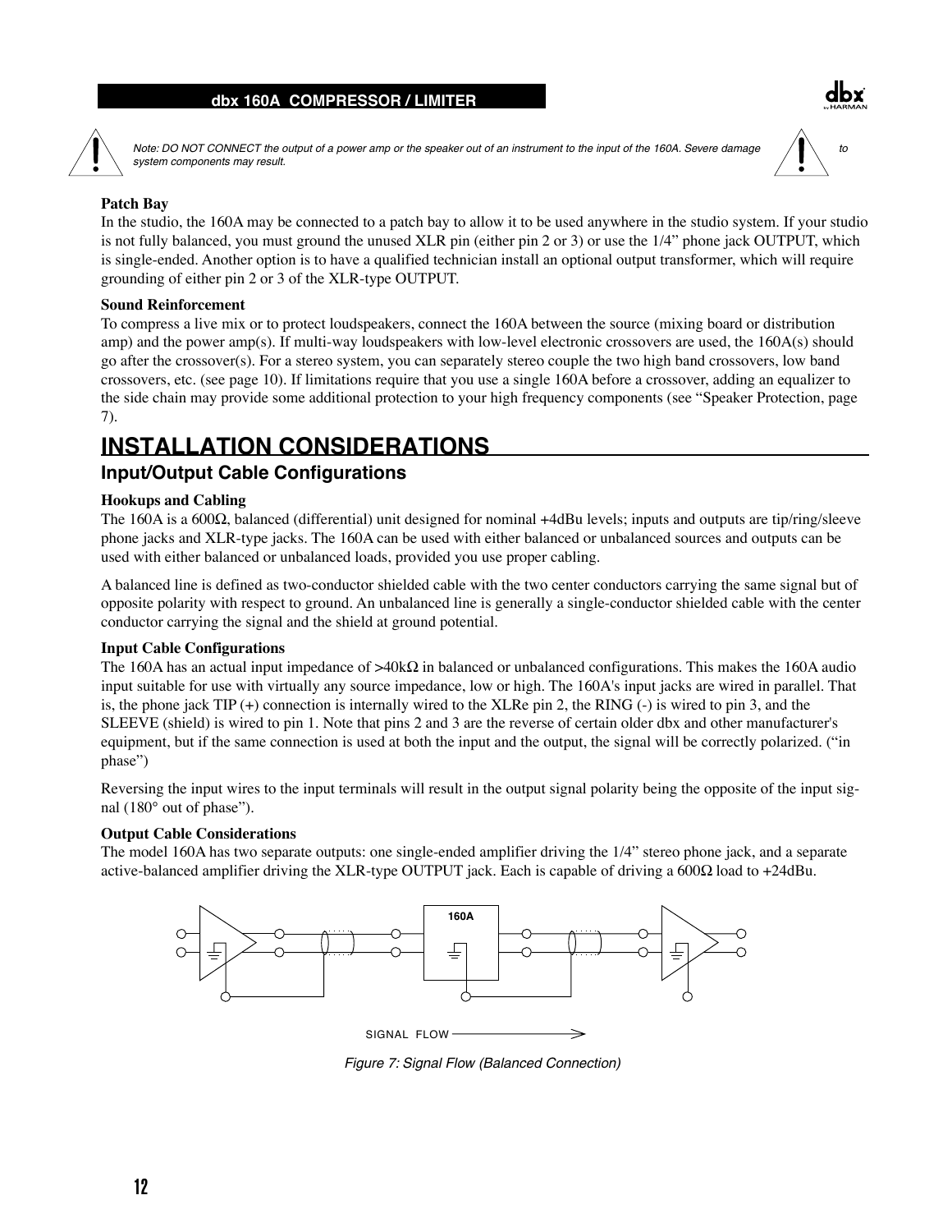*Note: DO NOT CONNECT the output of a power amp or the speaker out of an instrument to the input of the 160A. Severe damage to system components may result.*

**Patch Bay**

In the studio, the 160A may be connected to a patch bay to allow it to be used anywhere in the studio system. If your studio is not fully balanced, you must ground the unused XLR pin (either pin 2 or 3) or use the 1/4" phone jack OUTPUT, which is single-ended. Another option is to have a qualified technician install an optional output transformer, which will require grounding of either pin 2 or 3 of the XLR-type OUTPUT.

**Sound Reinforcement**

To compress a live mix or to protect loudspeakers, connect the 160A between the source (mixing board or distribution amp) and the power amp(s). If multi-way loudspeakers with low-level electronic crossovers are used, the 160A(s) should go after the crossover(s). For a stereo system, you can separately stereo couple the two high band crossovers, low band crossovers, etc. (see page 10). If limitations require that you use a single 160A before a crossover, adding an equalizer to the side chain may provide some additional protection to your high frequency components (see "Speaker Protection, page 7).

# INSTALLATION CONSIDERATIONS

## Input/Output Cable Configurations

**Hookups and Cabling**

The 160A is a 600Ω, balanced (differential) unit designed for nominal +4dBu levels; inputs and outputs are tip/ring/sleeve phone jacks and XLR-type jacks. The 160A can be used with either balanced or unbalanced sources and outputs can be used with either balanced or unbalanced loads, provided you use proper cabling.

A balanced line is defined as two-conductor shielded cable with the two center conductors carrying the same signal but of opposite polarity with respect to ground. An unbalanced line is generally a single-conductor shielded cable with the center conductor carrying the signal and the shield at ground potential.

**Input Cable Configurations**

The 160A has an actual input impedance of >40kΩ in balanced or unbalanced configurations. This makes the 160A audio input suitable for use with virtually any source impedance, low or high. The 160A's input jacks are wired in parallel. That is, the phone jack TIP (+) connection is internally wired to the XLRe pin 2, the RING (-) is wired to pin 3, and the SLEEVE (shield) is wired to pin 1. Note that pins 2 and 3 are the reverse of certain older dbx and other manufacturer's equipment, but if the same connection is used at both the input and the output, the signal will be correctly polarized. ("in phase")

Reversing the input wires to the input terminals will result in the output signal polarity being the opposite of the input signal (180° out of phase").

**Output Cable Considerations**

The model 160A has two separate outputs: one single-ended amplifier driving the 1/4" stereo phone jack, and a separate active-balanced amplifier driving the XLR-type OUTPUT jack. Each is capable of driving a 600Ω load to +24dBu.

160A

SIGNAL FLOW

*Figure 7: Signal Flow (Balanced Connection)*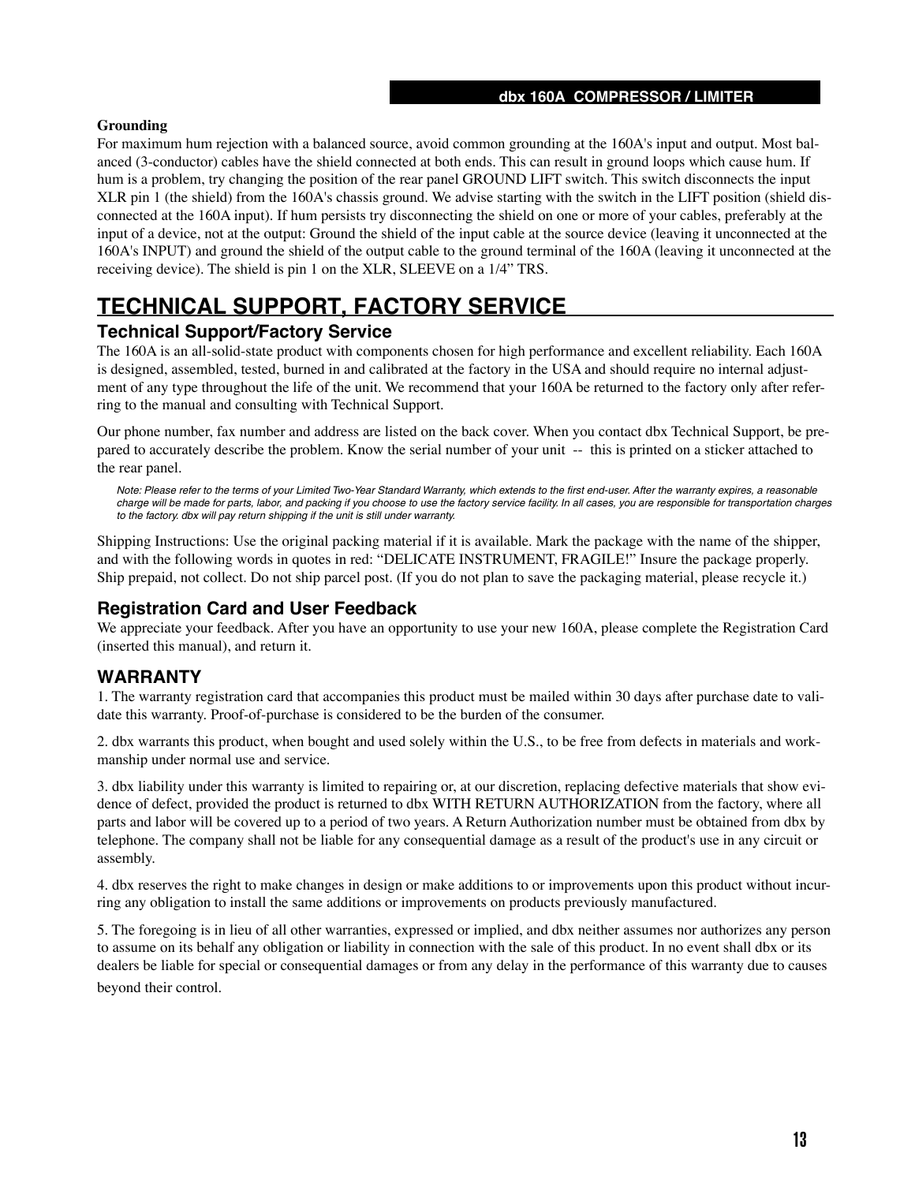**Grounding**

For maximum hum rejection with a balanced source, avoid common grounding at the 160A's input and output. Most balanced (3-conductor) cables have the shield connected at both ends. This can result in ground loops which cause hum. If hum is a problem, try changing the position of the rear panel GROUND LIFT switch. This switch disconnects the input XLR pin 1 (the shield) from the 160A's chassis ground. We advise starting with the switch in the LIFT position (shield disconnected at the 160A input). If hum persists try disconnecting the shield on one or more of your cables, preferably at the input of a device, not at the output: Ground the shield of the input cable at the source device (leaving it unconnected at the 160A's INPUT) and ground the shield of the output cable to the ground terminal of the 160A (leaving it unconnected at the receiving device). The shield is pin 1 on the XLR, SLEEVE on a 1/4" TRS.

# TECHNICAL SUPPORT, FACTORY SERVICE

## Technical Support/Factory Service

The 160A is an all-solid-state product with components chosen for high performance and excellent reliability. Each 160A is designed, assembled, tested, burned in and calibrated at the factory in the USA and should require no internal adjustment of any type throughout the life of the unit. We recommend that your 160A be returned to the factory only after referring to the manual and consulting with Technical Support.

Our phone number, fax number and address are listed on the back cover. When you contact dbx Technical Support, be prepared to accurately describe the problem. Know the serial number of your unit -- this is printed on a sticker attached to the rear panel.

*Note: Please refer to the terms of your Limited Two-Year Standard Warranty, which extends to the first end-user. After the warranty expires, a reasonable charge will be made for parts, labor, and packing if you choose to use the factory service facility. In all cases, you are responsible for transportation charges to the factory. dbx will pay return shipping if the unit is still under warranty.*

Shipping Instructions: Use the original packing material if it is available. Mark the package with the name of the shipper, and with the following words in quotes in red: "DELICATE INSTRUMENT, FRAGILE!" Insure the package properly. Ship prepaid, not collect. Do not ship parcel post. (If you do not plan to save the packaging material, please recycle it.)

## Registration Card and User Feedback

We appreciate your feedback. After you have an opportunity to use your new 160A, please complete the Registration Card (inserted this manual), and return it.

## WARRANTY

1. The warranty registration card that accompanies this product must be mailed within 30 days after purchase date to validate this warranty. Proof-of-purchase is considered to be the burden of the consumer.

2. dbx warrants this product, when bought and used solely within the U.S., to be free from defects in materials and workmanship under normal use and service.

3. dbx liability under this warranty is limited to repairing or, at our discretion, replacing defective materials that show evidence of defect, provided the product is returned to dbx WITH RETURN AUTHORIZATION from the factory, where all parts and labor will be covered up to a period of two years. A Return Authorization number must be obtained from dbx by telephone. The company shall not be liable for any consequential damage as a result of the product's use in any circuit or assembly.

4. dbx reserves the right to make changes in design or make additions to or improvements upon this product without incurring any obligation to install the same additions or improvements on products previously manufactured.

5. The foregoing is in lieu of all other warranties, expressed or implied, and dbx neither assumes nor authorizes any person to assume on its behalf any obligation or liability in connection with the sale of this product. In no event shall dbx or its dealers be liable for special or consequential damages or from any delay in the performance of this warranty due to causes beyond their control.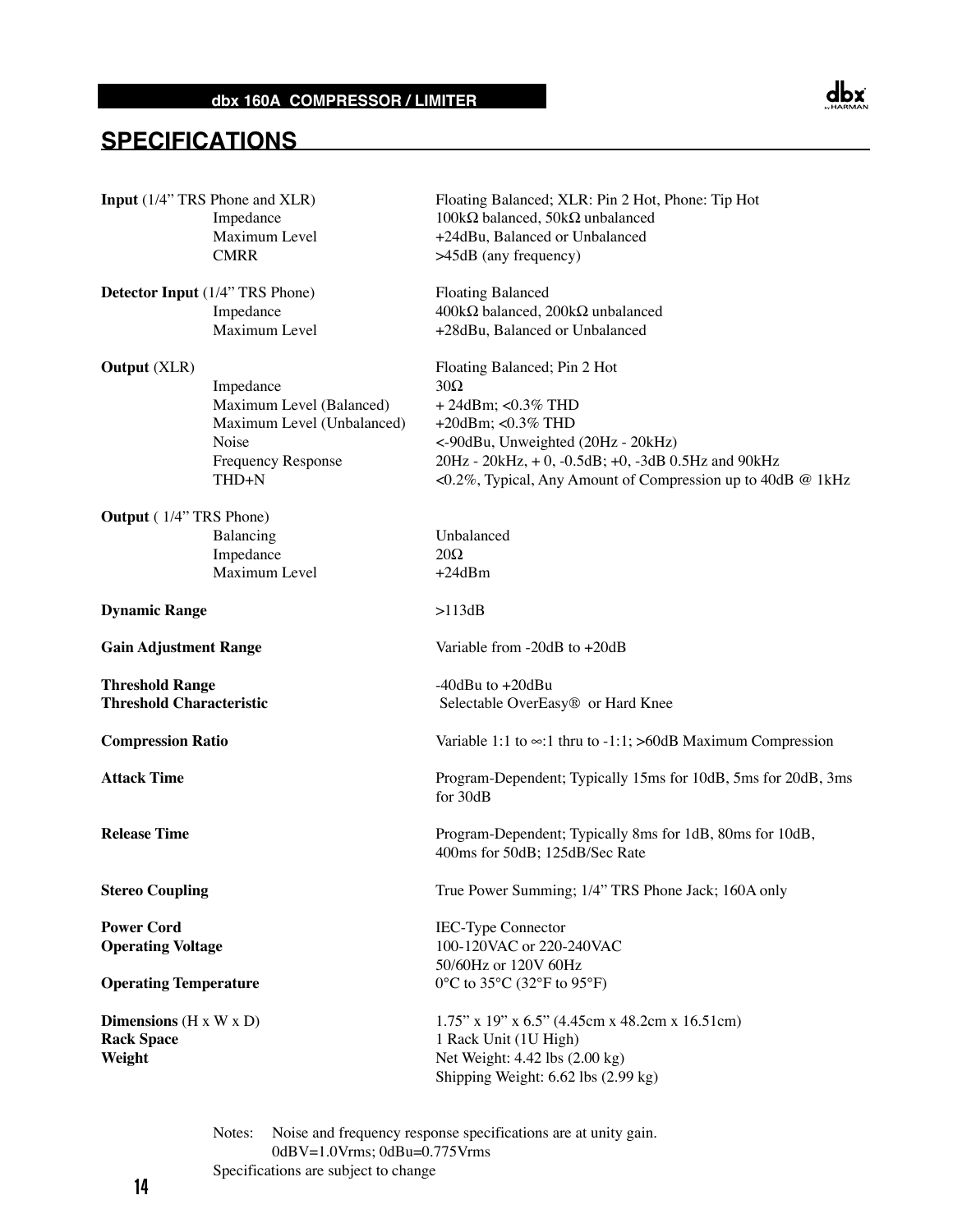## SPECIFICATIONS

| | |
|---|---|
| **Input** (1/4" TRS Phone and XLR) | Floating Balanced; XLR: Pin 2 Hot, Phone: Tip Hot |
| Impedance | 100kΩ balanced, 50kΩ unbalanced |
| Maximum Level | +24dBu, Balanced or Unbalanced |
| CMRR | >45dB (any frequency) |
| | |
| **Detector Input** (1/4" TRS Phone) | Floating Balanced |
| Impedance | 400kΩ balanced, 200kΩ unbalanced |
| Maximum Level | +28dBu, Balanced or Unbalanced |
| | |
| **Output** (XLR) | Floating Balanced; Pin 2 Hot |
| Impedance | 30Ω |
| Maximum Level (Balanced) | + 24dBm; <0.3% THD |
| Maximum Level (Unbalanced) | +20dBm; <0.3% THD |
| Noise | <-90dBu, Unweighted (20Hz - 20kHz) |
| Frequency Response | 20Hz - 20kHz, + 0, -0.5dB; +0, -3dB 0.5Hz and 90kHz |
| THD+N | <0.2%, Typical, Any Amount of Compression up to 40dB @ 1kHz |
| | |
| **Output** ( 1/4" TRS Phone) | |
| Balancing | Unbalanced |
| Impedance | 20Ω |
| Maximum Level | +24dBm |
| | |
| **Dynamic Range** | >113dB |
| | |
| **Gain Adjustment Range** | Variable from -20dB to +20dB |
| | |
| **Threshold Range** | -40dBu to +20dBu |
| **Threshold Characteristic** | Selectable OverEasy® or Hard Knee |
| | |
| **Compression Ratio** | Variable 1:1 to ∞:1 thru to -1:1; >60dB Maximum Compression |
| | |
| **Attack Time** | Program-Dependent; Typically 15ms for 10dB, 5ms for 20dB, 3ms for 30dB |
| | |
| **Release Time** | Program-Dependent; Typically 8ms for 1dB, 80ms for 10dB, 400ms for 50dB; 125dB/Sec Rate |
| | |
| **Stereo Coupling** | True Power Summing; 1/4" TRS Phone Jack; 160A only |
| | |
| **Power Cord** | IEC-Type Connector |
| **Operating Voltage** | 100-120VAC or 220-240VAC 50/60Hz or 120V 60Hz |
| **Operating Temperature** | 0°C to 35°C (32°F to 95°F) |
| | |
| **Dimensions** (H x W x D) | 1.75" x 19" x 6.5" (4.45cm x 48.2cm x 16.51cm) |
| **Rack Space** | 1 Rack Unit (1U High) |
| **Weight** | Net Weight: 4.42 lbs (2.00 kg) Shipping Weight: 6.62 lbs (2.99 kg) |

Notes: Noise and frequency response specifications are at unity gain.
0dBV=1.0Vrms; 0dBu=0.775Vrms

Specifications are subject to change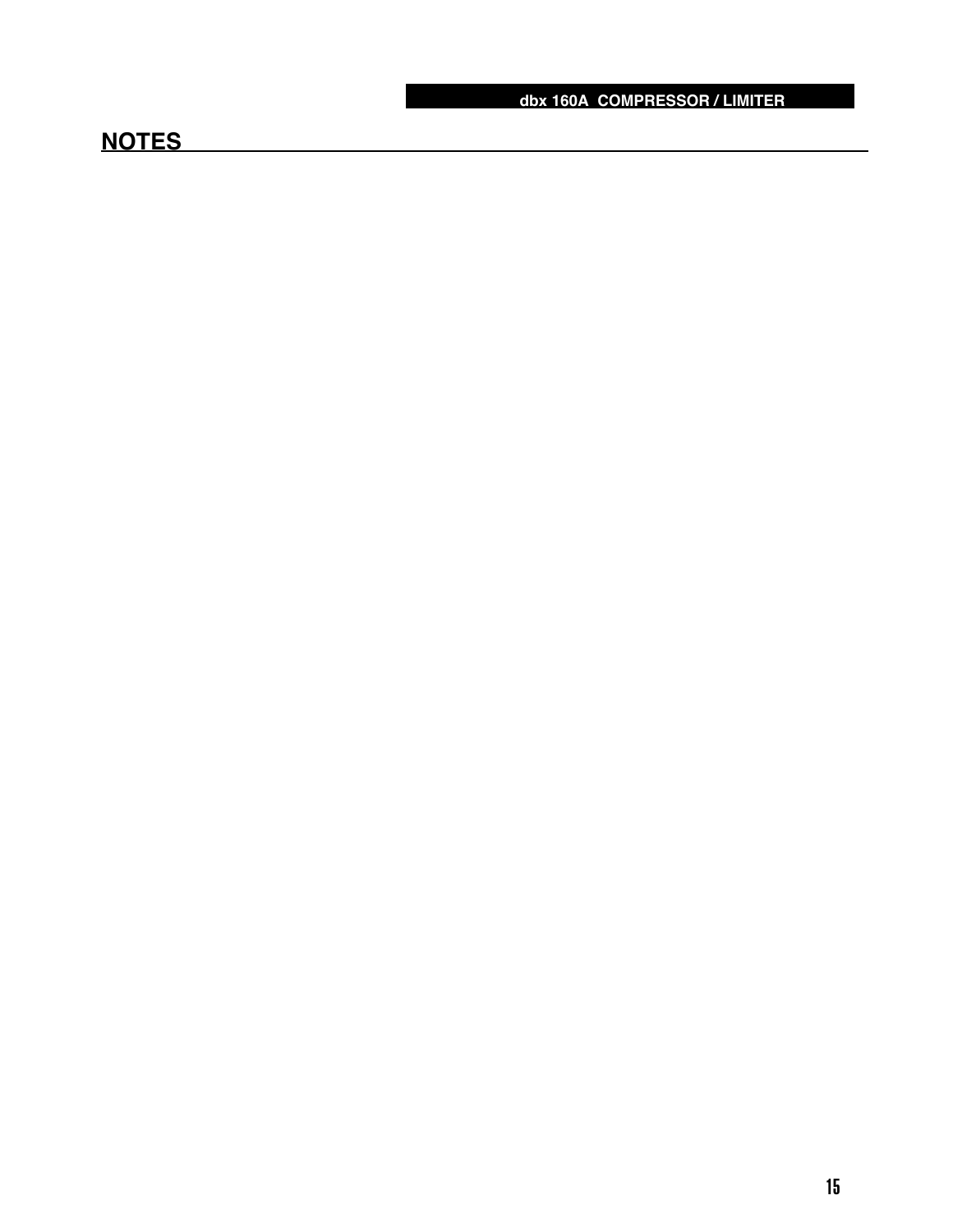## NOTES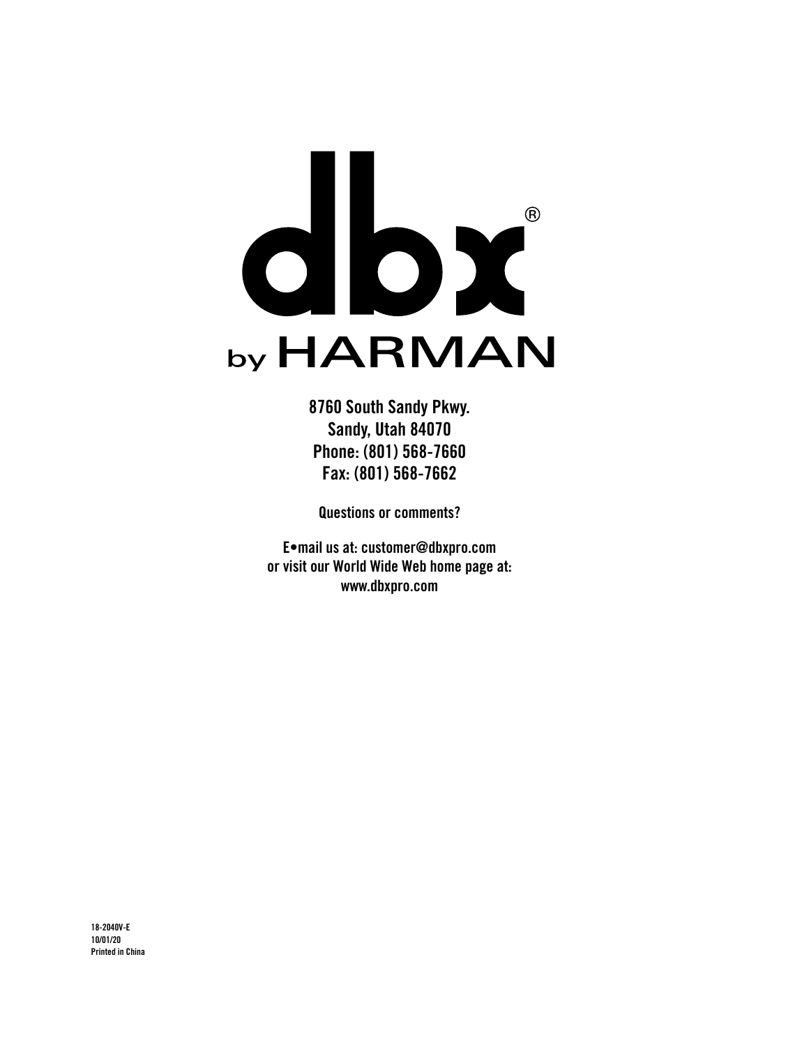dbx®

by HARMAN

8760 South Sandy Pkwy.
Sandy, Utah 84070
Phone: (801) 568-7660
Fax: (801) 568-7662

Questions or comments?

E•mail us at: customer@dbxpro.com
or visit our World Wide Web home page at:
www.dbxpro.com

18-2040V-E
10/01/20
Printed in China